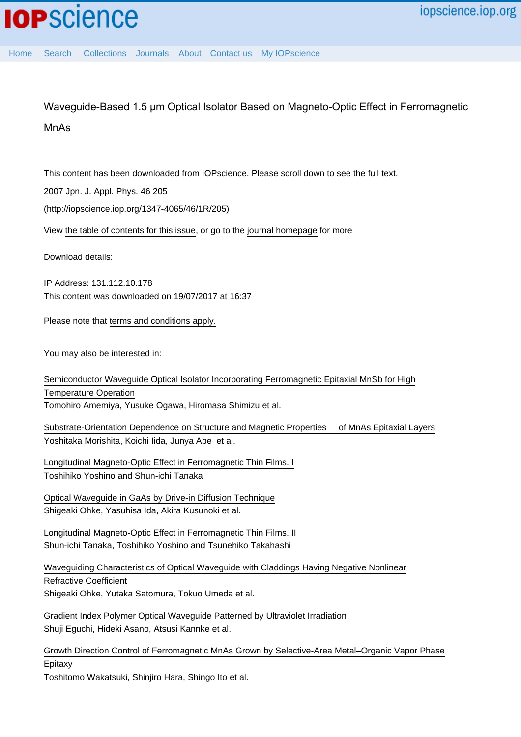# Waveguide-Based 1.5 μm Optical Isolator Based on Magneto-Optic Effect in Ferromagnetic MnAs

This content has been downloaded from IOPscience. Please scroll down to see the full text.

2007 Jpn. J. Appl. Phys. 46 205

(http://iopscience.iop.org/1347-4065/46/1R/205)

View the table of contents for this issue, or go to the journal homepage for more

Download details:

IP Address: 131.112.10.178

This content was downloaded on 19/07/2017 at 16:37

Please note that terms and conditions apply.

You may also be interested in:

Semiconductor Waveguide Optical Isolator Incorporating Ferromagnetic Epitaxial MnSb for High Temperature Operation
Tomohiro Amemiya, Yusuke Ogawa, Hiromasa Shimizu et al.

Substrate-Orientation Dependence on Structure and Magnetic Properties of MnAs Epitaxial Layers
Yoshitaka Morishita, Koichi Iida, Junya Abe et al.

Longitudinal Magneto-Optic Effect in Ferromagnetic Thin Films. I
Toshihiko Yoshino and Shun-ichi Tanaka

Optical Waveguide in GaAs by Drive-in Diffusion Technique
Shigeaki Ohke, Yasuhisa Iida, Akira Kusunoki et al.

Longitudinal Magneto-Optic Effect in Ferromagnetic Thin Films. II
Shun-ichi Tanaka, Toshihiko Yoshino and Tsunehiko Takahashi

Waveguiding Characteristics of Optical Waveguide with Claddings Having Negative Nonlinear Refractive Coefficient
Shigeaki Ohke, Yutaka Satomura, Tokuo Umeda et al.

Gradient Index Polymer Optical Waveguide Patterned by Ultraviolet Irradiation
Shuji Eguchi, Hideki Asano, Atsusi Kannke et al.

Growth Direction Control of Ferromagnetic MnAs Grown by Selective-Area Metal–Organic Vapor Phase Epitaxy
Toshitomo Wakatsuki, Shinjiro Hara, Shingo Ito et al.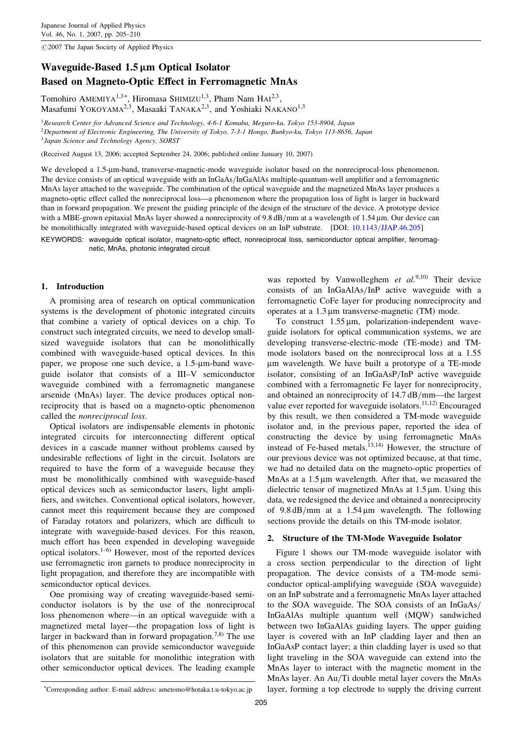Japanese Journal of Applied Physics
Vol. 46, No. 1, 2007, pp. 205–210

©2007 The Japan Society of Applied Physics

# Waveguide-Based 1.5 μm Optical Isolator Based on Magneto-Optic Effect in Ferromagnetic MnAs

Tomohiro AMEMIYA[1,3]*, Hiromasa SHIMIZU[1,3], Pham Nam HAI[2,3], Masafumi YOKOYAMA[2,3], Masaaki TANAKA[2,3], and Yoshiaki NAKANO[1,3]

[1]*Research Center for Advanced Science and Technology, 4-6-1 Komaba, Meguro-ku, Tokyo 153-8904, Japan*
[2]*Department of Electronic Engineering, The University of Tokyo, 7-3-1 Hongo, Bunkyo-ku, Tokyo 113-8656, Japan*
[3]*Japan Science and Technology Agency, SORST*

(Received August 13, 2006; accepted September 24, 2006; published online January 10, 2007)

We developed a 1.5-μm-band, transverse-magnetic-mode waveguide isolator based on the nonreciprocal-loss phenomenon. The device consists of an optical waveguide with an InGaAs/InGaAlAs multiple-quantum-well amplifier and a ferromagnetic MnAs layer attached to the waveguide. The combination of the optical waveguide and the magnetized MnAs layer produces a magneto-optic effect called the nonreciprocal loss—a phenomenon where the propagation loss of light is larger in backward than in forward propagation. We present the guiding principle of the design of the structure of the device. A prototype device with a MBE-grown epitaxial MnAs layer showed a nonreciprocity of 9.8 dB/mm at a wavelength of 1.54 μm. Our device can be monolithically integrated with waveguide-based optical devices on an InP substrate. [DOI: 10.1143/JJAP.46.205]

KEYWORDS: waveguide optical isolator, magneto-optic effect, nonreciprocal loss, semiconductor optical amplifier, ferromagnetic, MnAs, photonic integrated circuit

## 1. Introduction

A promising area of research on optical communication systems is the development of photonic integrated circuits that combine a variety of optical devices on a chip. To construct such integrated circuits, we need to develop small-sized waveguide isolators that can be monolithically combined with waveguide-based optical devices. In this paper, we propose one such device, a 1.5-μm-band waveguide isolator that consists of a III–V semiconductor waveguide combined with a ferromagnetic manganese arsenide (MnAs) layer. The device produces optical non-reciprocity that is based on a magneto-optic phenomenon called the *nonreciprocal loss*.

Optical isolators are indispensable elements in photonic integrated circuits for interconnecting different optical devices in a cascade manner without problems caused by undesirable reflections of light in the circuit. Isolators are required to have the form of a waveguide because they must be monolithically combined with waveguide-based optical devices such as semiconductor lasers, light amplifiers, and switches. Conventional optical isolators, however, cannot meet this requirement because they are composed of Faraday rotators and polarizers, which are difficult to integrate with waveguide-based devices. For this reason, much effort has been expended in developing waveguide optical isolators.[1–6] However, most of the reported devices use ferromagnetic iron garnets to produce nonreciprocity in light propagation, and therefore they are incompatible with semiconductor optical devices.

One promising way of creating waveguide-based semiconductor isolators is by the use of the nonreciprocal loss phenomenon where—in an optical waveguide with a magnetized metal layer—the propagation loss of light is larger in backward than in forward propagation.[7,8] The use of this phenomenon can provide semiconductor waveguide isolators that are suitable for monolithic integration with other semiconductor optical devices. The leading example was reported by Vanwolleghem *et al.*[9,10] Their device consists of an InGaAlAs/InP active waveguide with a ferromagnetic CoFe layer for producing nonreciprocity and operates at a 1.3 μm transverse-magnetic (TM) mode.

To construct 1.55 μm, polarization-independent waveguide isolators for optical communication systems, we are developing transverse-electric-mode (TE-mode) and TM-mode isolators based on the nonreciprocal loss at a 1.55 μm wavelength. We have built a prototype of a TE-mode isolator, consisting of an InGaAsP/InP active waveguide combined with a ferromagnetic Fe layer for nonreciprocity, and obtained an nonreciprocity of 14.7 dB/mm—the largest value ever reported for waveguide isolators.[11,12] Encouraged by this result, we then considered a TM-mode waveguide isolator and, in the previous paper, reported the idea of constructing the device by using ferromagnetic MnAs instead of Fe-based metals.[13,14] However, the structure of our previous device was not optimized because, at that time, we had no detailed data on the magneto-optic properties of MnAs at a 1.5 μm wavelength. After that, we measured the dielectric tensor of magnetized MnAs at 1.5 μm. Using this data, we redesigned the device and obtained a nonreciprocity of 9.8 dB/mm at a 1.54 μm wavelength. The following sections provide the details on this TM-mode isolator.

## 2. Structure of the TM-Mode Waveguide Isolator

Figure 1 shows our TM-mode waveguide isolator with a cross section perpendicular to the direction of light propagation. The device consists of a TM-mode semiconductor optical-amplifying waveguide (SOA waveguide) on an InP substrate and a ferromagnetic MnAs layer attached to the SOA waveguide. The SOA consists of an InGaAs/InGaAlAs multiple quantum well (MQW) sandwiched between two InGaAlAs guiding layers. The upper guiding layer is covered with an InP cladding layer and then an InGaAsP contact layer; a thin cladding layer is used so that light traveling in the SOA waveguide can extend into the MnAs layer to interact with the magnetic moment in the MnAs layer. An Au/Ti double metal layer covers the MnAs layer, forming a top electrode to supply the driving current

*Corresponding author. E-mail address: ametomo@hotaka.t.u-tokyo.ac.jp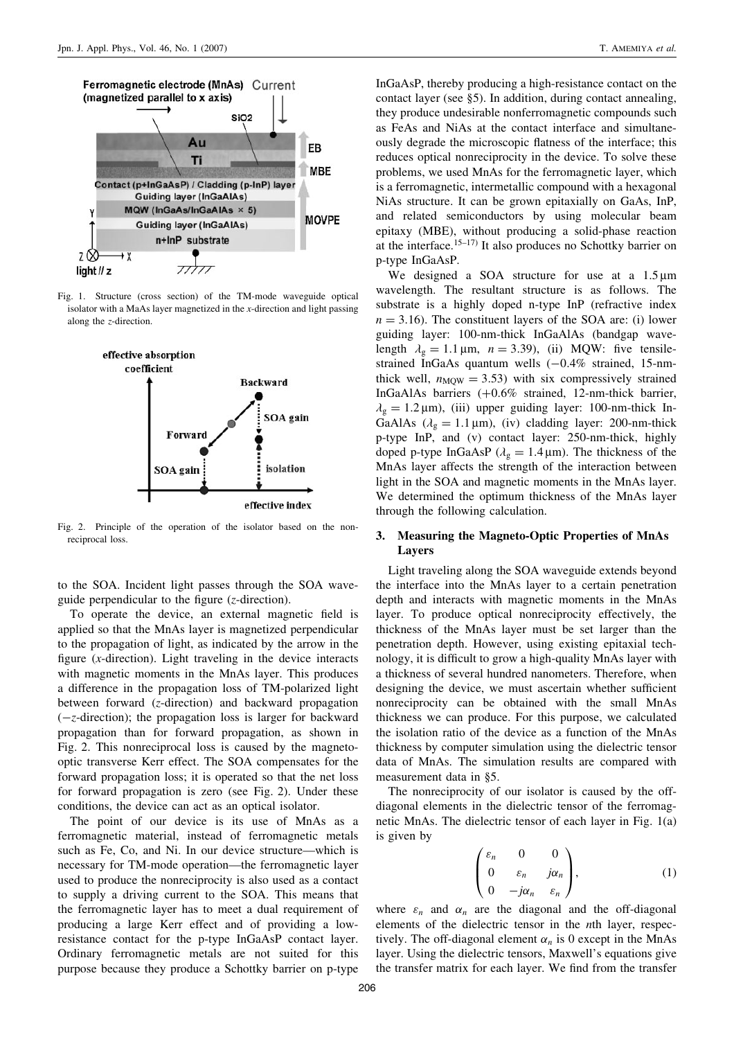Fig. 1. Structure (cross section) of the TM-mode waveguide optical isolator with a MaAs layer magnetized in the $x$-direction and light passing along the $z$-direction.

Fig. 2. Principle of the operation of the isolator based on the nonreciprocal loss.

to the SOA. Incident light passes through the SOA waveguide perpendicular to the figure ($z$-direction).

To operate the device, an external magnetic field is applied so that the MnAs layer is magnetized perpendicular to the propagation of light, as indicated by the arrow in the figure ($x$-direction). Light traveling in the device interacts with magnetic moments in the MnAs layer. This produces a difference in the propagation loss of TM-polarized light between forward ($z$-direction) and backward propagation ($-z$-direction); the propagation loss is larger for backward propagation than for forward propagation, as shown in Fig. 2. This nonreciprocal loss is caused by the magneto-optic transverse Kerr effect. The SOA compensates for the forward propagation loss; it is operated so that the net loss for forward propagation is zero (see Fig. 2). Under these conditions, the device can act as an optical isolator.

The point of our device is its use of MnAs as a ferromagnetic material, instead of ferromagnetic metals such as Fe, Co, and Ni. In our device structure—which is necessary for TM-mode operation—the ferromagnetic layer used to produce the nonreciprocity is also used as a contact to supply a driving current to the SOA. This means that the ferromagnetic layer has to meet a dual requirement of producing a large Kerr effect and of providing a low-resistance contact for the p-type InGaAsP contact layer. Ordinary ferromagnetic metals are not suited for this purpose because they produce a Schottky barrier on p-type InGaAsP, thereby producing a high-resistance contact on the contact layer (see §5). In addition, during contact annealing, they produce undesirable nonferromagnetic compounds such as FeAs and NiAs at the contact interface and simultaneously degrade the microscopic flatness of the interface; this reduces optical nonreciprocity in the device. To solve these problems, we used MnAs for the ferromagnetic layer, which is a ferromagnetic, intermetallic compound with a hexagonal NiAs structure. It can be grown epitaxially on GaAs, InP, and related semiconductors by using molecular beam epitaxy (MBE), without producing a solid-phase reaction at the interface.[15–17] It also produces no Schottky barrier on p-type InGaAsP.

We designed a SOA structure for use at a 1.5 μm wavelength. The resultant structure is as follows. The substrate is a highly doped n-type InP (refractive index $n = 3.16$). The constituent layers of the SOA are: (i) lower guiding layer: 100-nm-thick InGaAlAs (bandgap wavelength $\lambda_g = 1.1\,\mu$m, $n = 3.39$), (ii) MQW: five tensile-strained InGaAs quantum wells ($-0.4$% strained, 15-nm-thick well, $n_{MQW} = 3.53$) with six compressively strained InGaAlAs barriers ($+0.6$% strained, 12-nm-thick barrier, $\lambda_g = 1.2\,\mu$m), (iii) upper guiding layer: 100-nm-thick InGaAlAs ($\lambda_g = 1.1\,\mu$m), (iv) cladding layer: 200-nm-thick p-type InP, and (v) contact layer: 250-nm-thick, highly doped p-type InGaAsP ($\lambda_g = 1.4\,\mu$m). The thickness of the MnAs layer affects the strength of the interaction between light in the SOA and magnetic moments in the MnAs layer. We determined the optimum thickness of the MnAs layer through the following calculation.

## 3. Measuring the Magneto-Optic Properties of MnAs Layers

Light traveling along the SOA waveguide extends beyond the interface into the MnAs layer to a certain penetration depth and interacts with magnetic moments in the MnAs layer. To produce optical nonreciprocity effectively, the thickness of the MnAs layer must be set larger than the penetration depth. However, using existing epitaxial technology, it is difficult to grow a high-quality MnAs layer with a thickness of several hundred nanometers. Therefore, when designing the device, we must ascertain whether sufficient nonreciprocity can be obtained with the small MnAs thickness we can produce. For this purpose, we calculated the isolation ratio of the device as a function of the MnAs thickness by computer simulation using the dielectric tensor data of MnAs. The simulation results are compared with measurement data in §5.

The nonreciprocity of our isolator is caused by the off-diagonal elements in the dielectric tensor of the ferromagnetic MnAs. The dielectric tensor of each layer in Fig. 1(a) is given by

$$\begin{pmatrix} \varepsilon_n & 0 & 0 \\ 0 & \varepsilon_n & j\alpha_n \\ 0 & -j\alpha_n & \varepsilon_n \end{pmatrix}, \tag{1}$$

where $\varepsilon_n$ and $\alpha_n$ are the diagonal and the off-diagonal elements of the dielectric tensor in the $n$th layer, respectively. The off-diagonal element $\alpha_n$ is 0 except in the MnAs layer. Using the dielectric tensors, Maxwell's equations give the transfer matrix for each layer. We find from the transfer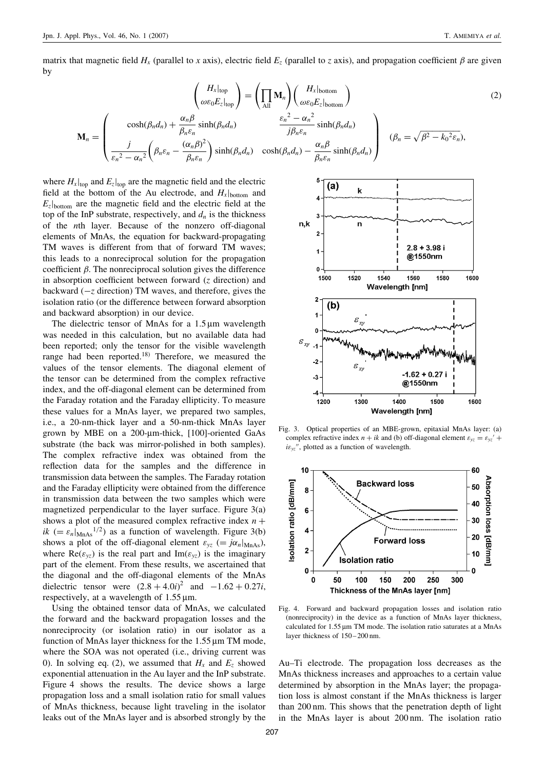matrix that magnetic field $H_x$ (parallel to $x$ axis), electric field $E_z$ (parallel to $z$ axis), and propagation coefficient $\beta$ are given by

$$\begin{pmatrix} H_x|_{\mathrm{top}} \\ \omega\varepsilon_0 E_z|_{\mathrm{top}} \end{pmatrix} = \left(\prod_{\mathrm{All}} \mathbf{M}_n\right) \begin{pmatrix} H_x|_{\mathrm{bottom}} \\ \omega\varepsilon_0 E_z|_{\mathrm{bottom}} \end{pmatrix} \tag{2}$$

$$\mathbf{M}_n = \begin{pmatrix} \cosh(\beta_n d_n) + \dfrac{\alpha_n \beta}{\beta_n \varepsilon_n}\sinh(\beta_n d_n) & \dfrac{{\varepsilon_n}^2 - {\alpha_n}^2}{j\beta_n\varepsilon_n}\sinh(\beta_n d_n) \\ \dfrac{j}{{\varepsilon_n}^2 - {\alpha_n}^2}\left(\beta_n\varepsilon_n - \dfrac{(\alpha_n\beta)^2}{\beta_n\varepsilon_n}\right)\sinh(\beta_n d_n) & \cosh(\beta_n d_n) - \dfrac{\alpha_n\beta}{\beta_n\varepsilon_n}\sinh(\beta_n d_n) \end{pmatrix} \quad (\beta_n = \sqrt{\beta^2 - {k_0}^2\varepsilon_n}),$$

where $H_x|_{\mathrm{top}}$ and $E_z|_{\mathrm{top}}$ are the magnetic field and the electric field at the bottom of the Au electrode, and $H_x|_{\mathrm{bottom}}$ and $E_z|_{\mathrm{bottom}}$ are the magnetic field and the electric field at the top of the InP substrate, respectively, and $d_n$ is the thickness of the $n$th layer. Because of the nonzero off-diagonal elements of MnAs, the equation for backward-propagating TM waves is different from that of forward TM waves; this leads to a nonreciprocal solution for the propagation coefficient $\beta$. The nonreciprocal solution gives the difference in absorption coefficient between forward ($z$ direction) and backward ($-z$ direction) TM waves, and therefore, gives the isolation ratio (or the difference between forward absorption and backward absorption) in our device.

The dielectric tensor of MnAs for a 1.5 µm wavelength was needed in this calculation, but no available data had been reported; only the tensor for the visible wavelength range had been reported.[18] Therefore, we measured the values of the tensor elements. The diagonal element of the tensor can be determined from the complex refractive index, and the off-diagonal element can be determined from the Faraday rotation and the Faraday ellipticity. To measure these values for a MnAs layer, we prepared two samples, i.e., a 20-nm-thick layer and a 50-nm-thick MnAs layer grown by MBE on a 200-µm-thick, [100]-oriented GaAs substrate (the back was mirror-polished in both samples). The complex refractive index was obtained from the reflection data for the samples and the difference in transmission data between the samples. The Faraday rotation and the Faraday ellipticity were obtained from the difference in transmission data between the two samples which were magnetized perpendicular to the layer surface. Figure 3(a) shows a plot of the measured complex refractive index $n + ik$ ($= \varepsilon_n|_{\mathrm{MnAs}}{}^{1/2}$) as a function of wavelength. Figure 3(b) shows a plot of the off-diagonal element $\varepsilon_{yz}$ ($= j\alpha_n|_{\mathrm{MnAs}}$), where $\mathrm{Re}(\varepsilon_{yz})$ is the real part and $\mathrm{Im}(\varepsilon_{yz})$ is the imaginary part of the element. From these results, we ascertained that the diagonal and the off-diagonal elements of the MnAs dielectric tensor were $(2.8 + 4.0i)^2$ and $-1.62 + 0.27i$, respectively, at a wavelength of 1.55 µm.

Using the obtained tensor data of MnAs, we calculated the forward and the backward propagation losses and the nonreciprocity (or isolation ratio) in our isolator as a function of MnAs layer thickness for the 1.55 µm TM mode, where the SOA was not operated (i.e., driving current was 0). In solving eq. (2), we assumed that $H_x$ and $E_z$ showed exponential attenuation in the Au layer and the InP substrate. Figure 4 shows the results. The device shows a large propagation loss and a small isolation ratio for small values of MnAs thickness, because light traveling in the isolator leaks out of the MnAs layer and is absorbed strongly by the Au–Ti electrode. The propagation loss decreases as the MnAs thickness increases and approaches to a certain value determined by absorption in the MnAs layer; the propagation loss is almost constant if the MnAs thickness is larger than 200 nm. This shows that the penetration depth of light in the MnAs layer is about 200 nm. The isolation ratio

Fig. 3. Optical properties of an MBE-grown, epitaxial MnAs layer: (a) complex refractive index $n + ik$ and (b) off-diagonal element $\varepsilon_{yz} = \varepsilon_{yz}' + i\varepsilon_{yz}''$, plotted as a function of wavelength.

Fig. 4. Forward and backward propagation losses and isolation ratio (nonreciprocity) in the device as a function of MnAs layer thickness, calculated for 1.55 µm TM mode. The isolation ratio saturates at a MnAs layer thickness of 150–200 nm.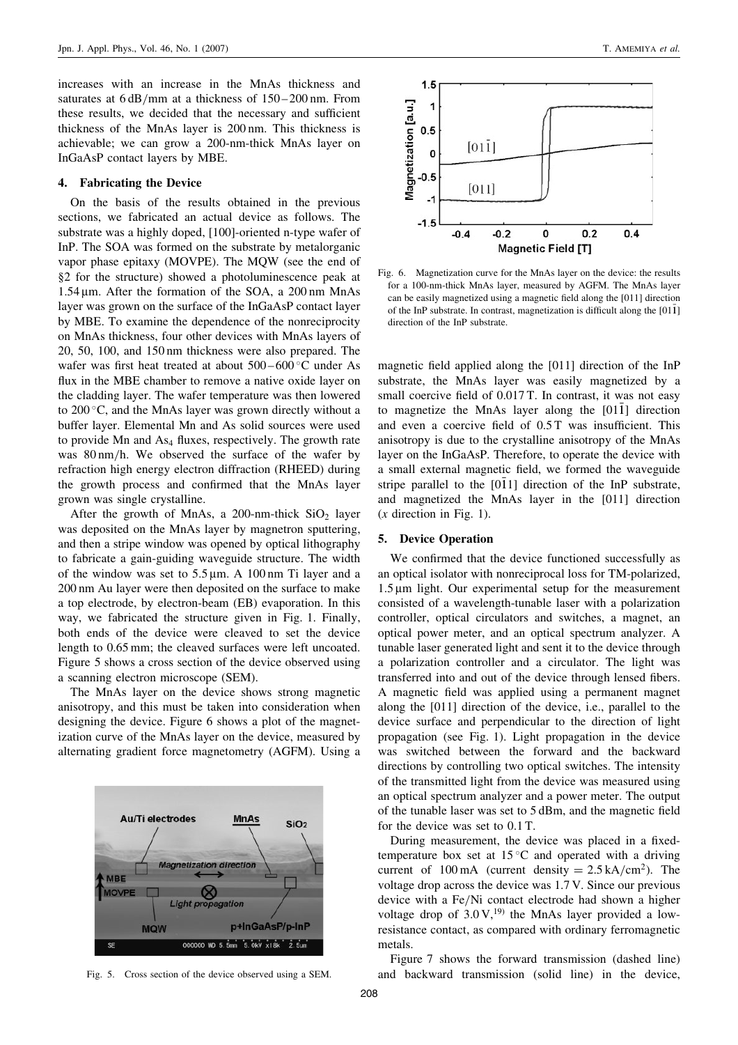increases with an increase in the MnAs thickness and saturates at 6 dB/mm at a thickness of 150–200 nm. From these results, we decided that the necessary and sufficient thickness of the MnAs layer is 200 nm. This thickness is achievable; we can grow a 200-nm-thick MnAs layer on InGaAsP contact layers by MBE.

## 4. Fabricating the Device

On the basis of the results obtained in the previous sections, we fabricated an actual device as follows. The substrate was a highly doped, [100]-oriented n-type wafer of InP. The SOA was formed on the substrate by metalorganic vapor phase epitaxy (MOVPE). The MQW (see the end of §2 for the structure) showed a photoluminescence peak at 1.54 μm. After the formation of the SOA, a 200 nm MnAs layer was grown on the surface of the InGaAsP contact layer by MBE. To examine the dependence of the nonreciprocity on MnAs thickness, four other devices with MnAs layers of 20, 50, 100, and 150 nm thickness were also prepared. The wafer was first heat treated at about 500–600 °C under As flux in the MBE chamber to remove a native oxide layer on the cladding layer. The wafer temperature was then lowered to 200 °C, and the MnAs layer was grown directly without a buffer layer. Elemental Mn and As solid sources were used to provide Mn and $As_4$ fluxes, respectively. The growth rate was 80 nm/h. We observed the surface of the wafer by refraction high energy electron diffraction (RHEED) during the growth process and confirmed that the MnAs layer grown was single crystalline.

After the growth of MnAs, a 200-nm-thick $SiO_2$ layer was deposited on the MnAs layer by magnetron sputtering, and then a stripe window was opened by optical lithography to fabricate a gain-guiding waveguide structure. The width of the window was set to 5.5 μm. A 100 nm Ti layer and a 200 nm Au layer were then deposited on the surface to make a top electrode, by electron-beam (EB) evaporation. In this way, we fabricated the structure given in Fig. 1. Finally, both ends of the device were cleaved to set the device length to 0.65 mm; the cleaved surfaces were left uncoated. Figure 5 shows a cross section of the device observed using a scanning electron microscope (SEM).

The MnAs layer on the device shows strong magnetic anisotropy, and this must be taken into consideration when designing the device. Figure 6 shows a plot of the magnetization curve of the MnAs layer on the device, measured by alternating gradient force magnetometry (AGFM). Using a magnetic field applied along the [011] direction of the InP substrate, the MnAs layer was easily magnetized by a small coercive field of 0.017 T. In contrast, it was not easy to magnetize the MnAs layer along the $[01\bar{1}]$ direction and even a coercive field of 0.5 T was insufficient. This anisotropy is due to the crystalline anisotropy of the MnAs layer on the InGaAsP. Therefore, to operate the device with a small external magnetic field, we formed the waveguide stripe parallel to the $[0\bar{1}1]$ direction of the InP substrate, and magnetized the MnAs layer in the [011] direction ($x$ direction in Fig. 1).

Fig. 5. Cross section of the device observed using a SEM.

Fig. 6. Magnetization curve for the MnAs layer on the device: the results for a 100-nm-thick MnAs layer, measured by AGFM. The MnAs layer can be easily magnetized using a magnetic field along the [011] direction of the InP substrate. In contrast, magnetization is difficult along the $[01\bar{1}]$ direction of the InP substrate.

## 5. Device Operation

We confirmed that the device functioned successfully as an optical isolator with nonreciprocal loss for TM-polarized, 1.5 μm light. Our experimental setup for the measurement consisted of a wavelength-tunable laser with a polarization controller, optical circulators and switches, a magnet, an optical power meter, and an optical spectrum analyzer. A tunable laser generated light and sent it to the device through a polarization controller and a circulator. The light was transferred into and out of the device through lensed fibers. A magnetic field was applied using a permanent magnet along the [011] direction of the device, i.e., parallel to the device surface and perpendicular to the direction of light propagation (see Fig. 1). Light propagation in the device was switched between the forward and the backward directions by controlling two optical switches. The intensity of the transmitted light from the device was measured using an optical spectrum analyzer and a power meter. The output of the tunable laser was set to 5 dBm, and the magnetic field for the device was set to 0.1 T.

During measurement, the device was placed in a fixed-temperature box set at 15 °C and operated with a driving current of 100 mA (current density = 2.5 kA/cm$^2$). The voltage drop across the device was 1.7 V. Since our previous device with a Fe/Ni contact electrode had shown a higher voltage drop of 3.0 V,[19] the MnAs layer provided a low-resistance contact, as compared with ordinary ferromagnetic metals.

Figure 7 shows the forward transmission (dashed line) and backward transmission (solid line) in the device,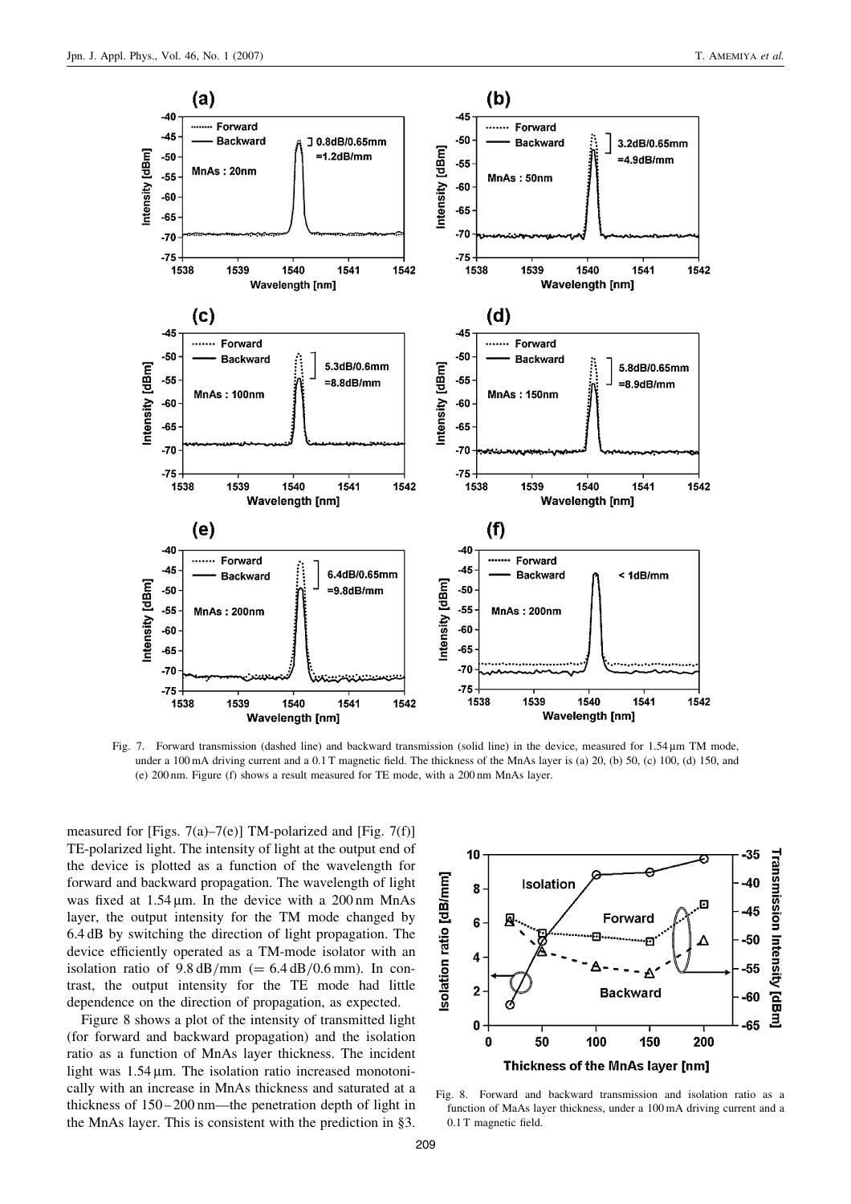Fig. 7. Forward transmission (dashed line) and backward transmission (solid line) in the device, measured for 1.54 μm TM mode, under a 100 mA driving current and a 0.1 T magnetic field. The thickness of the MnAs layer is (a) 20, (b) 50, (c) 100, (d) 150, and (e) 200 nm. Figure (f) shows a result measured for TE mode, with a 200 nm MnAs layer.

measured for [Figs. 7(a)–7(e)] TM-polarized and [Fig. 7(f)] TE-polarized light. The intensity of light at the output end of the device is plotted as a function of the wavelength for forward and backward propagation. The wavelength of light was fixed at 1.54 μm. In the device with a 200 nm MnAs layer, the output intensity for the TM mode changed by 6.4 dB by switching the direction of light propagation. The device efficiently operated as a TM-mode isolator with an isolation ratio of 9.8 dB/mm (= 6.4 dB/0.6 mm). In contrast, the output intensity for the TE mode had little dependence on the direction of propagation, as expected.

Figure 8 shows a plot of the intensity of transmitted light (for forward and backward propagation) and the isolation ratio as a function of MnAs layer thickness. The incident light was 1.54 μm. The isolation ratio increased monotonically with an increase in MnAs thickness and saturated at a thickness of 150–200 nm—the penetration depth of light in the MnAs layer. This is consistent with the prediction in §3.

Fig. 8. Forward and backward transmission and isolation ratio as a function of MaAs layer thickness, under a 100 mA driving current and a 0.1 T magnetic field.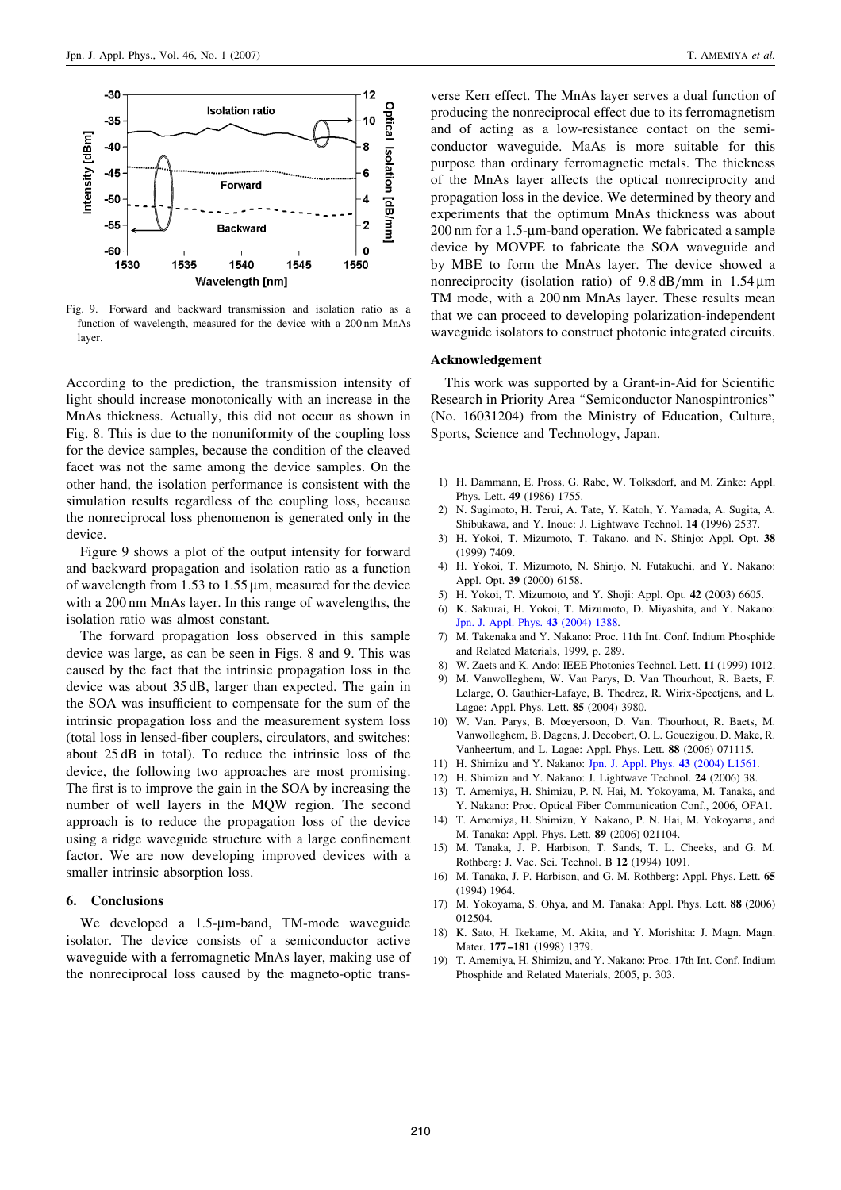-30
-35
-40
-45
-50
-55
-60
Intensity [dBm]
1530 1535 1540 1545 1550
Wavelength [nm]
12
10
8
6
4
2
0
Optical Isolation [dB/mm]
Isolation ratio
Forward
Backward

Fig. 9. Forward and backward transmission and isolation ratio as a function of wavelength, measured for the device with a 200 nm MnAs layer.

According to the prediction, the transmission intensity of light should increase monotonically with an increase in the MnAs thickness. Actually, this did not occur as shown in Fig. 8. This is due to the nonuniformity of the coupling loss for the device samples, because the condition of the cleaved facet was not the same among the device samples. On the other hand, the isolation performance is consistent with the simulation results regardless of the coupling loss, because the nonreciprocal loss phenomenon is generated only in the device.

Figure 9 shows a plot of the output intensity for forward and backward propagation and isolation ratio as a function of wavelength from 1.53 to 1.55 μm, measured for the device with a 200 nm MnAs layer. In this range of wavelengths, the isolation ratio was almost constant.

The forward propagation loss observed in this sample device was large, as can be seen in Figs. 8 and 9. This was caused by the fact that the intrinsic propagation loss in the device was about 35 dB, larger than expected. The gain in the SOA was insufficient to compensate for the sum of the intrinsic propagation loss and the measurement system loss (total loss in lensed-fiber couplers, circulators, and switches: about 25 dB in total). To reduce the intrinsic loss of the device, the following two approaches are most promising. The first is to improve the gain in the SOA by increasing the number of well layers in the MQW region. The second approach is to reduce the propagation loss of the device using a ridge waveguide structure with a large confinement factor. We are now developing improved devices with a smaller intrinsic absorption loss.

## 6. Conclusions

We developed a 1.5-μm-band, TM-mode waveguide isolator. The device consists of a semiconductor active waveguide with a ferromagnetic MnAs layer, making use of the nonreciprocal loss caused by the magneto-optic transverse Kerr effect. The MnAs layer serves a dual function of producing the nonreciprocal effect due to its ferromagnetism and of acting as a low-resistance contact on the semiconductor waveguide. MaAs is more suitable for this purpose than ordinary ferromagnetic metals. The thickness of the MnAs layer affects the optical nonreciprocity and propagation loss in the device. We determined by theory and experiments that the optimum MnAs thickness was about 200 nm for a 1.5-μm-band operation. We fabricated a sample device by MOVPE to fabricate the SOA waveguide and by MBE to form the MnAs layer. The device showed a nonreciprocity (isolation ratio) of 9.8 dB/mm in 1.54 μm TM mode, with a 200 nm MnAs layer. These results mean that we can proceed to developing polarization-independent waveguide isolators to construct photonic integrated circuits.

## Acknowledgement

This work was supported by a Grant-in-Aid for Scientific Research in Priority Area "Semiconductor Nanospintronics" (No. 16031204) from the Ministry of Education, Culture, Sports, Science and Technology, Japan.

1) H. Dammann, E. Pross, G. Rabe, W. Tolksdorf, and M. Zinke: Appl. Phys. Lett. **49** (1986) 1755.
2) N. Sugimoto, H. Terui, A. Tate, Y. Katoh, Y. Yamada, A. Sugita, A. Shibukawa, and Y. Inoue: J. Lightwave Technol. **14** (1996) 2537.
3) H. Yokoi, T. Mizumoto, T. Takano, and N. Shinjo: Appl. Opt. **38** (1999) 7409.
4) H. Yokoi, T. Mizumoto, N. Shinjo, N. Futakuchi, and Y. Nakano: Appl. Opt. **39** (2000) 6158.
5) H. Yokoi, T. Mizumoto, and Y. Shoji: Appl. Opt. **42** (2003) 6605.
6) K. Sakurai, H. Yokoi, T. Mizumoto, D. Miyashita, and Y. Nakano: Jpn. J. Appl. Phys. **43** (2004) 1388.
7) M. Takenaka and Y. Nakano: Proc. 11th Int. Conf. Indium Phosphide and Related Materials, 1999, p. 289.
8) W. Zaets and K. Ando: IEEE Photonics Technol. Lett. **11** (1999) 1012.
9) M. Vanwolleghem, W. Van Parys, D. Van Thourhout, R. Baets, F. Lelarge, O. Gauthier-Lafaye, B. Thedrez, R. Wirix-Speetjens, and L. Lagae: Appl. Phys. Lett. **85** (2004) 3980.
10) W. Van. Parys, B. Moeyersoon, D. Van. Thourhout, R. Baets, M. Vanwolleghem, B. Dagens, J. Decobert, O. L. Gouezigou, D. Make, R. Vanheertum, and L. Lagae: Appl. Phys. Lett. **88** (2006) 071115.
11) H. Shimizu and Y. Nakano: Jpn. J. Appl. Phys. **43** (2004) L1561.
12) H. Shimizu and Y. Nakano: J. Lightwave Technol. **24** (2006) 38.
13) T. Amemiya, H. Shimizu, P. N. Hai, M. Yokoyama, M. Tanaka, and Y. Nakano: Proc. Optical Fiber Communication Conf., 2006, OFA1.
14) T. Amemiya, H. Shimizu, Y. Nakano, P. N. Hai, M. Yokoyama, and M. Tanaka: Appl. Phys. Lett. **89** (2006) 021104.
15) M. Tanaka, J. P. Harbison, T. Sands, T. L. Cheeks, and G. M. Rothberg: J. Vac. Sci. Technol. B **12** (1994) 1091.
16) M. Tanaka, J. P. Harbison, and G. M. Rothberg: Appl. Phys. Lett. **65** (1994) 1964.
17) M. Yokoyama, S. Ohya, and M. Tanaka: Appl. Phys. Lett. **88** (2006) 012504.
18) K. Sato, H. Ikekame, M. Akita, and Y. Morishita: J. Magn. Magn. Mater. **177–181** (1998) 1379.
19) T. Amemiya, H. Shimizu, and Y. Nakano: Proc. 17th Int. Conf. Indium Phosphide and Related Materials, 2005, p. 303.